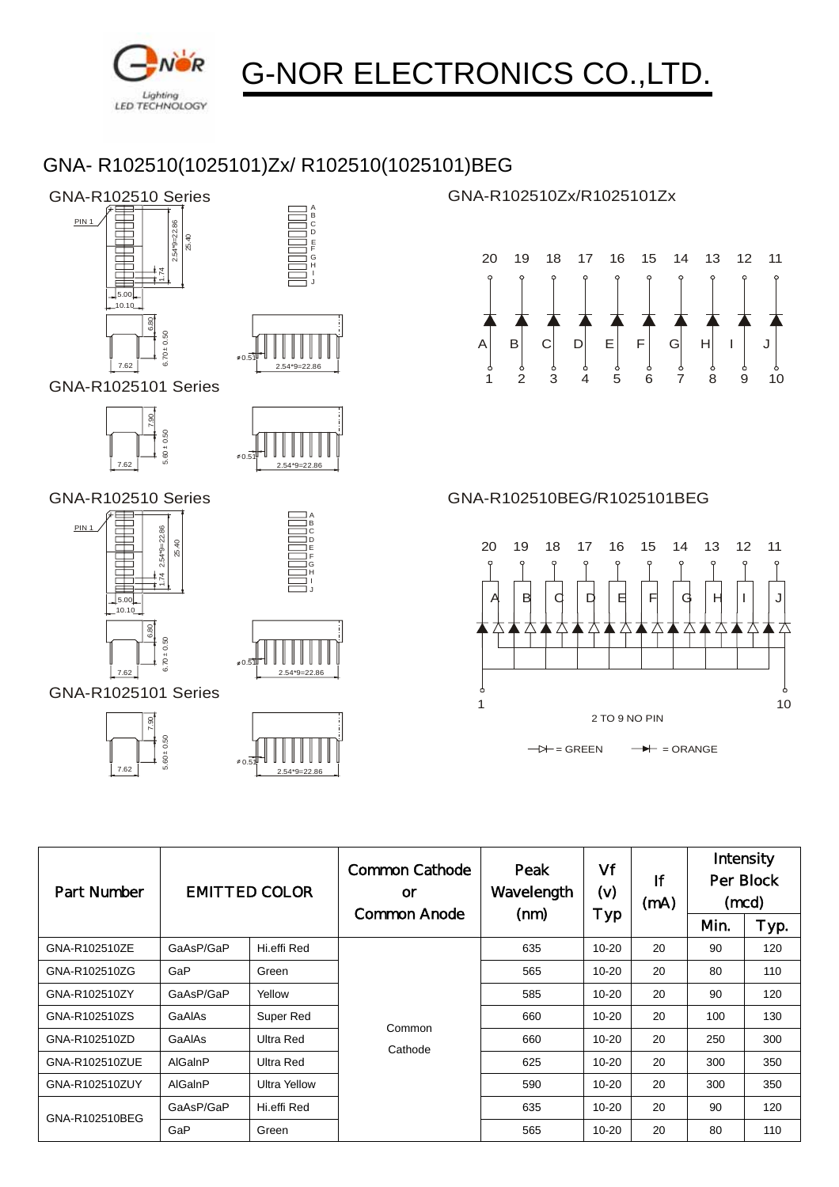# G-NOR ELECTRONICS CO.,LTD.

## GNA- R102510(1025101)Zx/ R102510(1025101)BEG

GNA-R102510 Series

PIN 1

2.54*9=22.86

25.40

1.74

5.00

10.10

6.80

6.70 ± 0.50

7.62

ø0.51

2.54*9=22.86

A B C D E F G H I J

GNA-R1025101 Series

7.90

5.60 ± 0.50

7.62

ø0.51

2.54*9=22.86

GNA-R102510 Series

PIN 1

2.54*9=22.86

25.40

1.74

5.00

10.10

6.80

6.70 ± 0.50

7.62

ø0.51

2.54*9=22.86

A B C D E F G H I J

GNA-R1025101 Series

7.90

5.60 ± 0.50

7.62

ø0.51

2.54*9=22.86

GNA-R102510Zx/R1025101Zx

20 19 18 17 16 15 14 13 12 11

A B C D E F G H I J

1 2 3 4 5 6 7 8 9 10

GNA-R102510BEG/R1025101BEG

20 19 18 17 16 15 14 13 12 11

A B C D E F G H I J

1 10

2 TO 9 NO PIN

= GREEN = ORANGE

| Part Number | EMITTED COLOR | | Common Cathode or Common Anode | Peak Wavelength (nm) | Vf (v) Typ | If (mA) | Intensity Per Block (mcd) | |
|---|---|---|---|---|---|---|---|---|
| | | | | | | | Min. | Typ. |
| GNA-R102510ZE | GaAsP/GaP | Hi.effi Red | Common Cathode | 635 | 10-20 | 20 | 90 | 120 |
| GNA-R102510ZG | GaP | Green | | 565 | 10-20 | 20 | 80 | 110 |
| GNA-R102510ZY | GaAsP/GaP | Yellow | | 585 | 10-20 | 20 | 90 | 120 |
| GNA-R102510ZS | GaAlAs | Super Red | | 660 | 10-20 | 20 | 100 | 130 |
| GNA-R102510ZD | GaAlAs | Ultra Red | | 660 | 10-20 | 20 | 250 | 300 |
| GNA-R102510ZUE | AlGalnP | Ultra Red | | 625 | 10-20 | 20 | 300 | 350 |
| GNA-R102510ZUY | AlGalnP | Ultra Yellow | | 590 | 10-20 | 20 | 300 | 350 |
| GNA-R102510BEG | GaAsP/GaP | Hi.effi Red | | 635 | 10-20 | 20 | 90 | 120 |
| | GaP | Green | | 565 | 10-20 | 20 | 80 | 110 |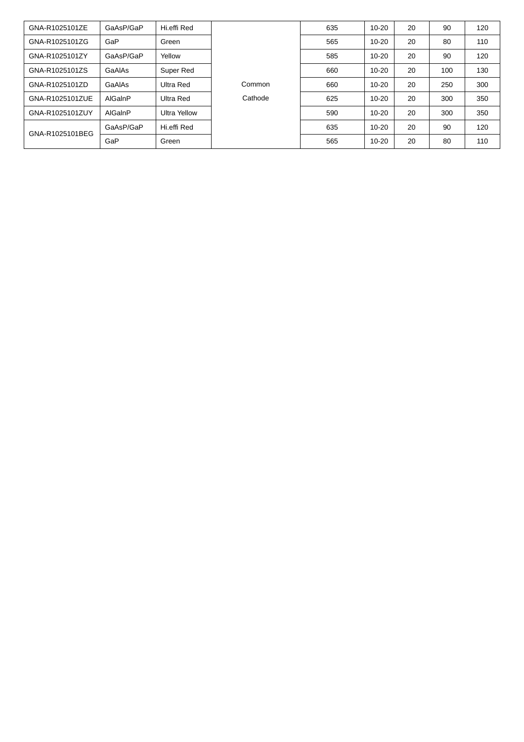| | | | | | | | | |
|---|---|---|---|---|---|---|---|---|
| GNA-R1025101ZE | GaAsP/GaP | Hi.effi Red | Common Cathode | 635 | 10-20 | 20 | 90 | 120 |
| GNA-R1025101ZG | GaP | Green | | 565 | 10-20 | 20 | 80 | 110 |
| GNA-R1025101ZY | GaAsP/GaP | Yellow | | 585 | 10-20 | 20 | 90 | 120 |
| GNA-R1025101ZS | GaAlAs | Super Red | | 660 | 10-20 | 20 | 100 | 130 |
| GNA-R1025101ZD | GaAlAs | Ultra Red | | 660 | 10-20 | 20 | 250 | 300 |
| GNA-R1025101ZUE | AlGalnP | Ultra Red | | 625 | 10-20 | 20 | 300 | 350 |
| GNA-R1025101ZUY | AlGalnP | Ultra Yellow | | 590 | 10-20 | 20 | 300 | 350 |
| GNA-R1025101BEG | GaAsP/GaP | Hi.effi Red | | 635 | 10-20 | 20 | 90 | 120 |
| | GaP | Green | | 565 | 10-20 | 20 | 80 | 110 |